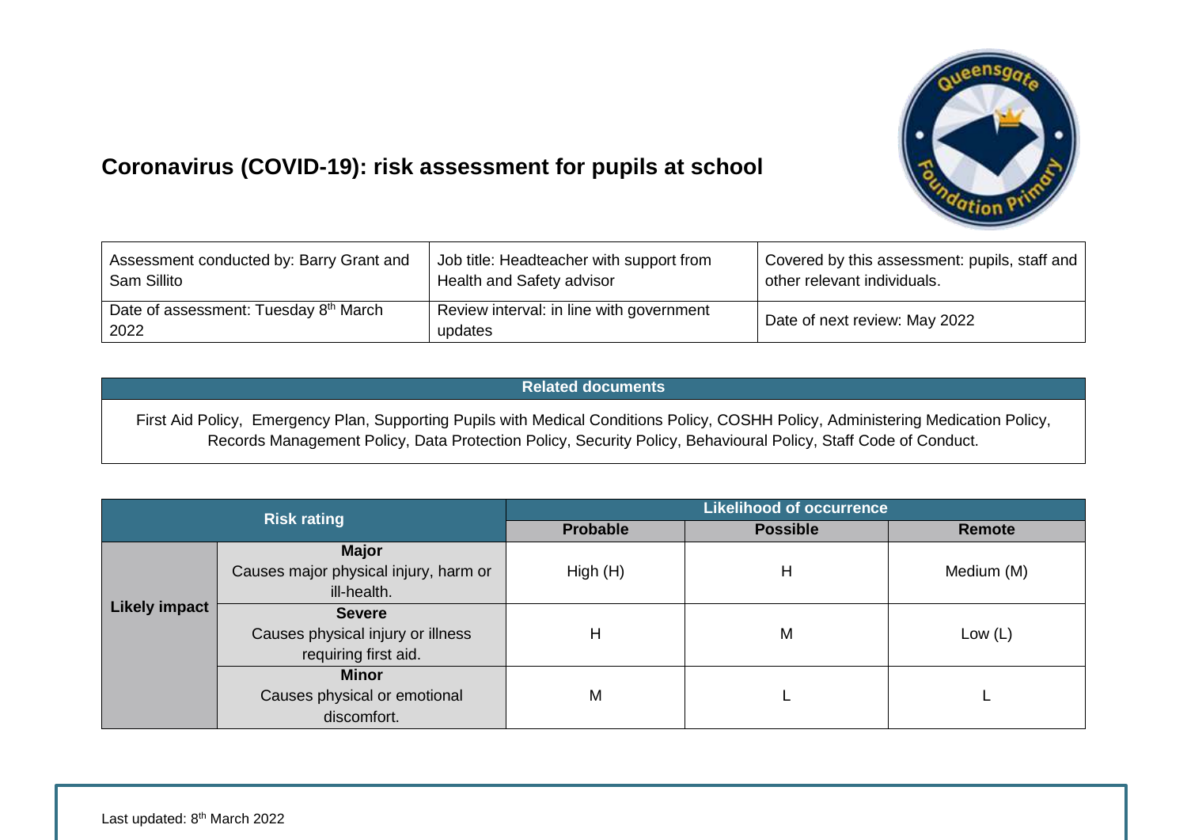# Coronavirus (COVID-19): risk assessment for pupils at school

| Assessment conducted by: Barry Grant and Sam Sillito | Job title: Headteacher with support from Health and Safety advisor | Covered by this assessment: pupils, staff and other relevant individuals. |
|---|---|---|
| Date of assessment: Tuesday 8th March 2022 | Review interval: in line with government updates | Date of next review: May 2022 |

| Related documents |
|---|
| First Aid Policy, Emergency Plan, Supporting Pupils with Medical Conditions Policy, COSHH Policy, Administering Medication Policy, Records Management Policy, Data Protection Policy, Security Policy, Behavioural Policy, Staff Code of Conduct. |

| Risk rating | | Likelihood of occurrence | | |
|---|---|---|---|---|
| | | **Probable** | **Possible** | **Remote** |
| **Likely impact** | **Major** Causes major physical injury, harm or ill-health. | High (H) | H | Medium (M) |
| | **Severe** Causes physical injury or illness requiring first aid. | H | M | Low (L) |
| | **Minor** Causes physical or emotional discomfort. | M | L | L |

Last updated: 8th March 2022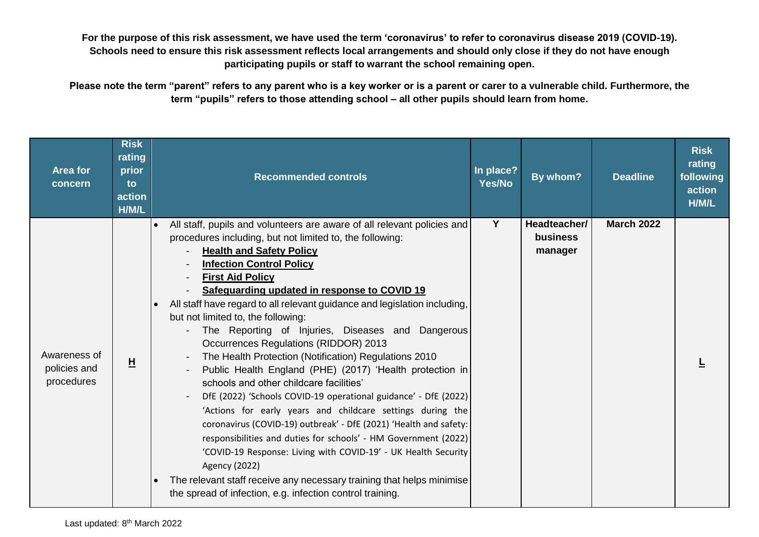**For the purpose of this risk assessment, we have used the term 'coronavirus' to refer to coronavirus disease 2019 (COVID-19). Schools need to ensure this risk assessment reflects local arrangements and should only close if they do not have enough participating pupils or staff to warrant the school remaining open.**

**Please note the term "parent" refers to any parent who is a key worker or is a parent or carer to a vulnerable child. Furthermore, the term "pupils" refers to those attending school – all other pupils should learn from home.**

| Area for concern | Risk rating prior to action H/M/L | Recommended controls | In place? Yes/No | By whom? | Deadline | Risk rating following action H/M/L |
|---|---|---|---|---|---|---|
| Awareness of policies and procedures | **H** | • All staff, pupils and volunteers are aware of all relevant policies and procedures including, but not limited to, the following:<br>- **Health and Safety Policy**<br>- **Infection Control Policy**<br>- **First Aid Policy**<br>- **Safeguarding updated in response to COVID 19**<br>• All staff have regard to all relevant guidance and legislation including, but not limited to, the following:<br>- The Reporting of Injuries, Diseases and Dangerous Occurrences Regulations (RIDDOR) 2013<br>- The Health Protection (Notification) Regulations 2010<br>- Public Health England (PHE) (2017) 'Health protection in schools and other childcare facilities'<br>- DfE (2022) 'Schools COVID-19 operational guidance' - DfE (2022) 'Actions for early years and childcare settings during the coronavirus (COVID-19) outbreak' - DfE (2021) 'Health and safety: responsibilities and duties for schools' - HM Government (2022) 'COVID-19 Response: Living with COVID-19' - UK Health Security Agency (2022)<br>• The relevant staff receive any necessary training that helps minimise the spread of infection, e.g. infection control training. | **Y** | **Headteacher/ business manager** | **March 2022** | **L** |

Last updated: 8th March 2022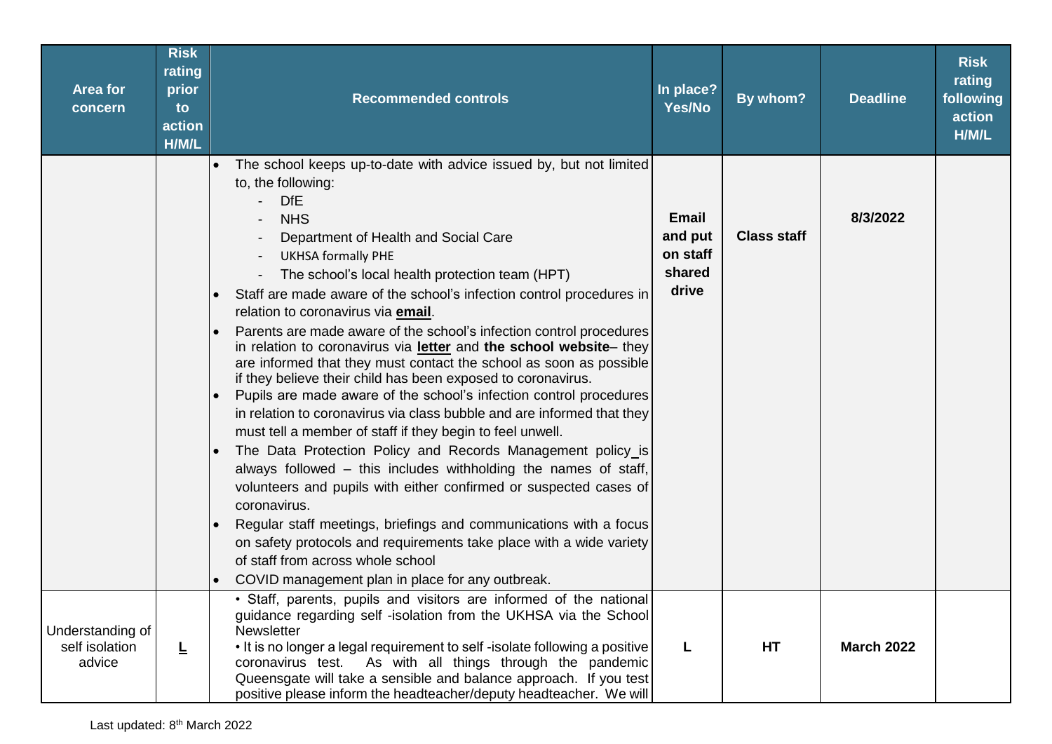| Area for concern | Risk rating prior to action H/M/L | Recommended controls | In place? Yes/No | By whom? | Deadline | Risk rating following action H/M/L |
|---|---|---|---|---|---|---|
| | | • The school keeps up-to-date with advice issued by, but not limited to, the following:<br>- DfE<br>- NHS<br>- Department of Health and Social Care<br>- UKHSA formally PHE<br>- The school's local health protection team (HPT)<br>• Staff are made aware of the school's infection control procedures in relation to coronavirus via **email**.<br>• Parents are made aware of the school's infection control procedures in relation to coronavirus via **letter** and **the school website**– they are informed that they must contact the school as soon as possible if they believe their child has been exposed to coronavirus.<br>• Pupils are made aware of the school's infection control procedures in relation to coronavirus via class bubble and are informed that they must tell a member of staff if they begin to feel unwell.<br>• The Data Protection Policy and Records Management policy is always followed – this includes withholding the names of staff, volunteers and pupils with either confirmed or suspected cases of coronavirus.<br>• Regular staff meetings, briefings and communications with a focus on safety protocols and requirements take place with a wide variety of staff from across whole school<br>• COVID management plan in place for any outbreak. | **Email and put on staff shared drive** | **Class staff** | **8/3/2022** | |
| Understanding of self isolation advice | **L** | • Staff, parents, pupils and visitors are informed of the national guidance regarding self -isolation from the UKHSA via the School Newsletter<br>• It is no longer a legal requirement to self -isolate following a positive coronavirus test. As with all things through the pandemic Queensgate will take a sensible and balance approach. If you test positive please inform the headteacher/deputy headteacher. We will | **L** | **HT** | **March 2022** | |

Last updated: 8th March 2022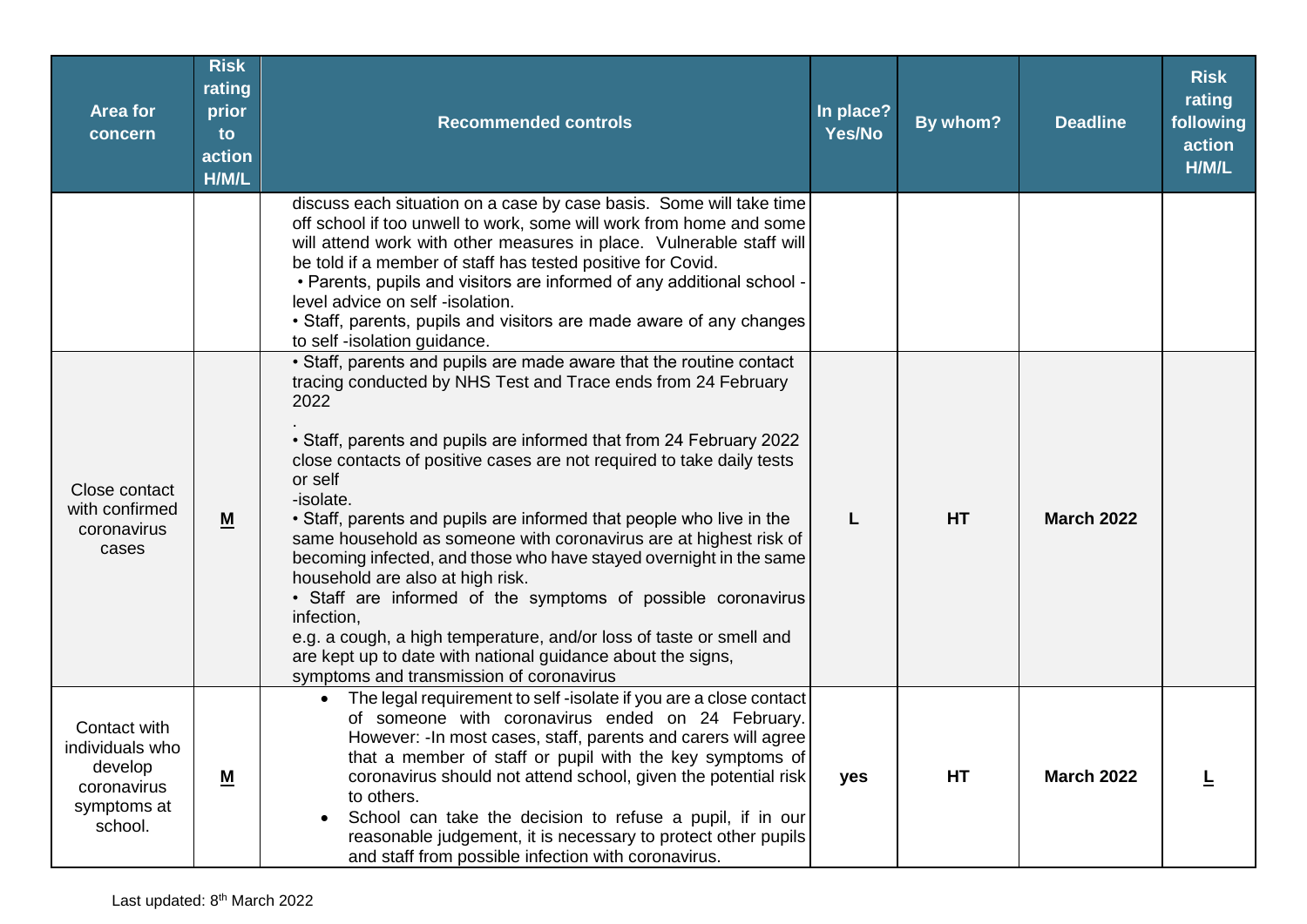| Area for concern | Risk rating prior to action H/M/L | Recommended controls | In place? Yes/No | By whom? | Deadline | Risk rating following action H/M/L |
|---|---|---|---|---|---|---|
| | | discuss each situation on a case by case basis. Some will take time off school if too unwell to work, some will work from home and some will attend work with other measures in place. Vulnerable staff will be told if a member of staff has tested positive for Covid.<br>• Parents, pupils and visitors are informed of any additional school -level advice on self -isolation.<br>• Staff, parents, pupils and visitors are made aware of any changes to self -isolation guidance. | | | | |
| Close contact with confirmed coronavirus cases | **M** | • Staff, parents and pupils are made aware that the routine contact tracing conducted by NHS Test and Trace ends from 24 February 2022<br>.<br>• Staff, parents and pupils are informed that from 24 February 2022 close contacts of positive cases are not required to take daily tests or self -isolate.<br>• Staff, parents and pupils are informed that people who live in the same household as someone with coronavirus are at highest risk of becoming infected, and those who have stayed overnight in the same household are also at high risk.<br>• Staff are informed of the symptoms of possible coronavirus infection, e.g. a cough, a high temperature, and/or loss of taste or smell and are kept up to date with national guidance about the signs, symptoms and transmission of coronavirus | **L** | **HT** | **March 2022** | |
| Contact with individuals who develop coronavirus symptoms at school. | **M** | • The legal requirement to self -isolate if you are a close contact of someone with coronavirus ended on 24 February. However: -In most cases, staff, parents and carers will agree that a member of staff or pupil with the key symptoms of coronavirus should not attend school, given the potential risk to others.<br>• School can take the decision to refuse a pupil, if in our reasonable judgement, it is necessary to protect other pupils and staff from possible infection with coronavirus. | **yes** | **HT** | **March 2022** | **L** |

Last updated: 8th March 2022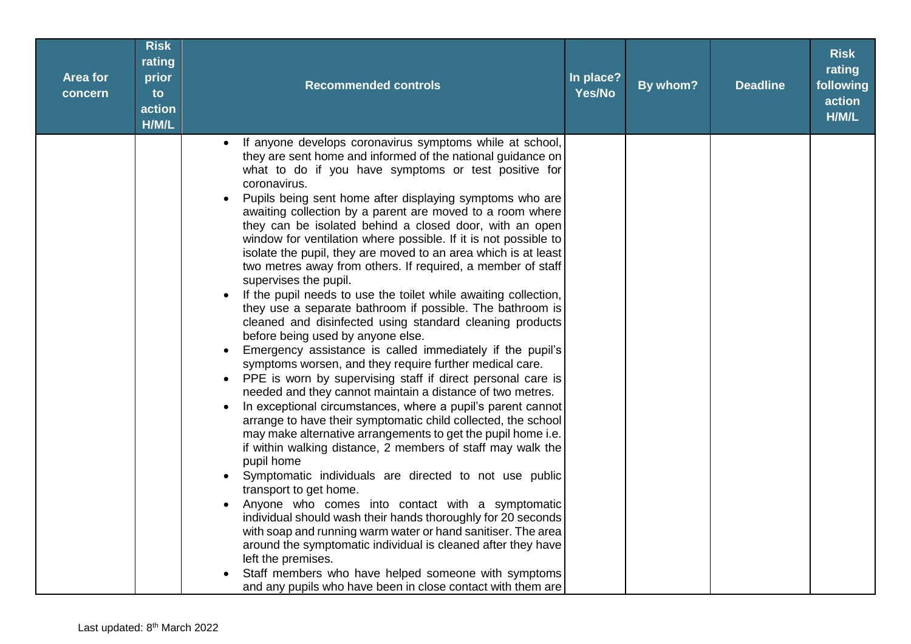| Area for concern | Risk rating prior to action H/M/L | Recommended controls | In place? Yes/No | By whom? | Deadline | Risk rating following action H/M/L |
|---|---|---|---|---|---|---|
| | | • If anyone develops coronavirus symptoms while at school, they are sent home and informed of the national guidance on what to do if you have symptoms or test positive for coronavirus.<br>• Pupils being sent home after displaying symptoms who are awaiting collection by a parent are moved to a room where they can be isolated behind a closed door, with an open window for ventilation where possible. If it is not possible to isolate the pupil, they are moved to an area which is at least two metres away from others. If required, a member of staff supervises the pupil.<br>• If the pupil needs to use the toilet while awaiting collection, they use a separate bathroom if possible. The bathroom is cleaned and disinfected using standard cleaning products before being used by anyone else.<br>• Emergency assistance is called immediately if the pupil's symptoms worsen, and they require further medical care.<br>• PPE is worn by supervising staff if direct personal care is needed and they cannot maintain a distance of two metres.<br>• In exceptional circumstances, where a pupil's parent cannot arrange to have their symptomatic child collected, the school may make alternative arrangements to get the pupil home i.e. if within walking distance, 2 members of staff may walk the pupil home<br>• Symptomatic individuals are directed to not use public transport to get home.<br>• Anyone who comes into contact with a symptomatic individual should wash their hands thoroughly for 20 seconds with soap and running warm water or hand sanitiser. The area around the symptomatic individual is cleaned after they have left the premises.<br>• Staff members who have helped someone with symptoms and any pupils who have been in close contact with them are | | | | |

Last updated: 8th March 2022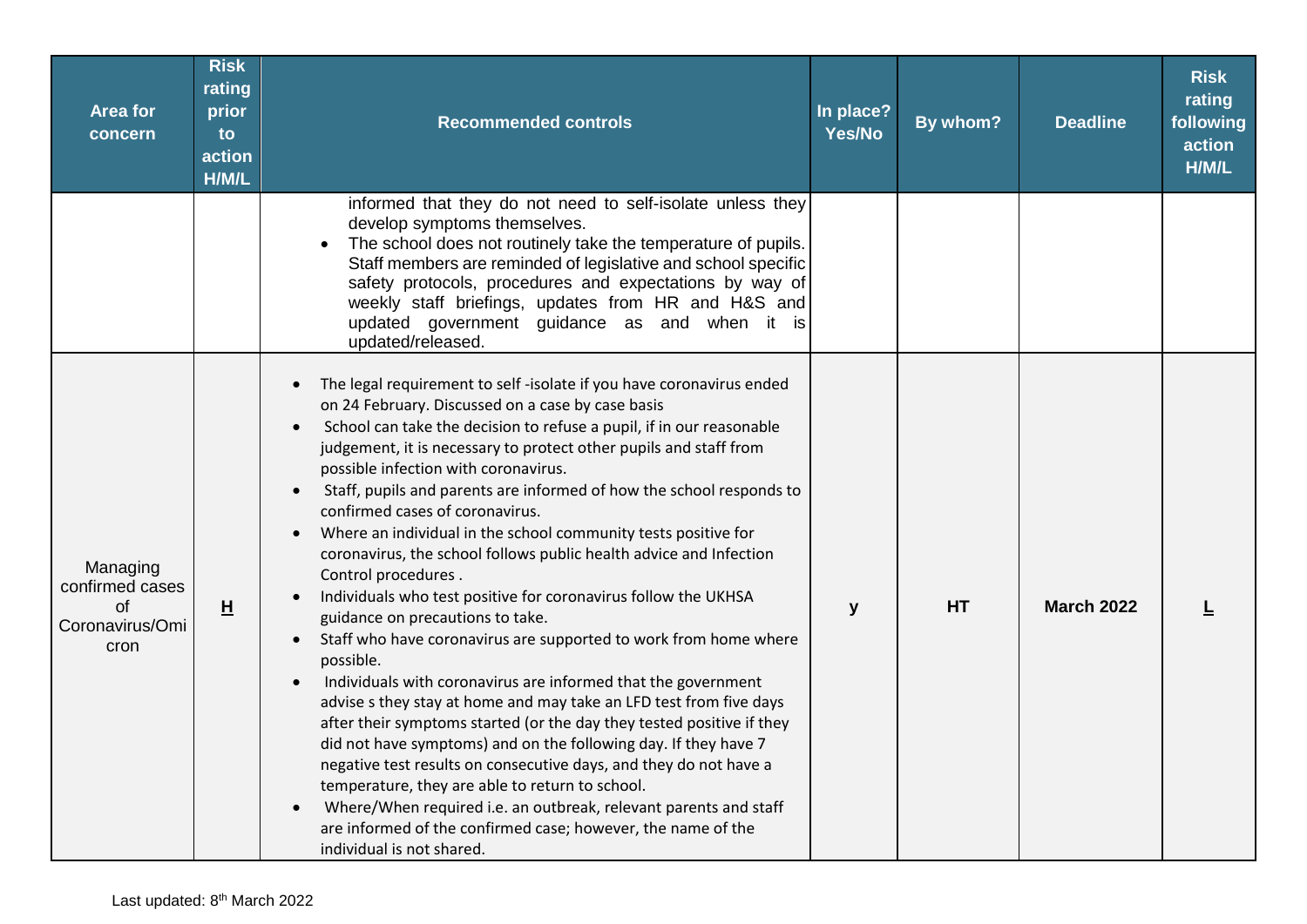| Area for concern | Risk rating prior to action H/M/L | Recommended controls | In place? Yes/No | By whom? | Deadline | Risk rating following action H/M/L |
|---|---|---|---|---|---|---|
| | | informed that they do not need to self-isolate unless they develop symptoms themselves.<br>• The school does not routinely take the temperature of pupils. Staff members are reminded of legislative and school specific safety protocols, procedures and expectations by way of weekly staff briefings, updates from HR and H&S and updated government guidance as and when it is updated/released. | | | | |
| Managing confirmed cases of Coronavirus/Omicron | **H** | • The legal requirement to self -isolate if you have coronavirus ended on 24 February. Discussed on a case by case basis<br>• School can take the decision to refuse a pupil, if in our reasonable judgement, it is necessary to protect other pupils and staff from possible infection with coronavirus.<br>• Staff, pupils and parents are informed of how the school responds to confirmed cases of coronavirus.<br>• Where an individual in the school community tests positive for coronavirus, the school follows public health advice and Infection Control procedures .<br>• Individuals who test positive for coronavirus follow the UKHSA guidance on precautions to take.<br>• Staff who have coronavirus are supported to work from home where possible.<br>• Individuals with coronavirus are informed that the government advise s they stay at home and may take an LFD test from five days after their symptoms started (or the day they tested positive if they did not have symptoms) and on the following day. If they have 7 negative test results on consecutive days, and they do not have a temperature, they are able to return to school.<br>• Where/When required i.e. an outbreak, relevant parents and staff are informed of the confirmed case; however, the name of the individual is not shared. | y | **HT** | **March 2022** | **L** |

Last updated: 8th March 2022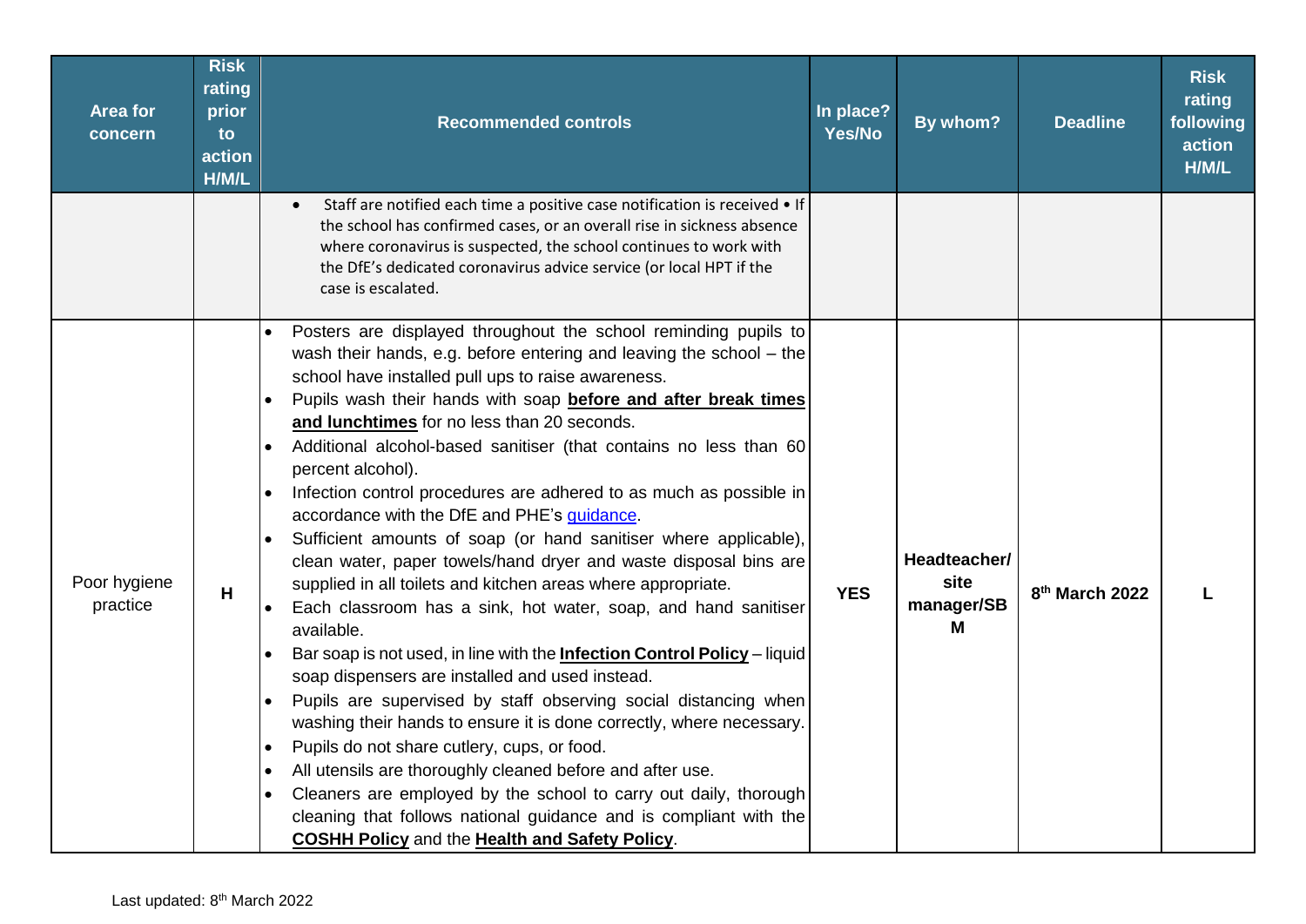| Area for concern | Risk rating prior to action H/M/L | Recommended controls | In place? Yes/No | By whom? | Deadline | Risk rating following action H/M/L |
|---|---|---|---|---|---|---|
| | | • Staff are notified each time a positive case notification is received • If the school has confirmed cases, or an overall rise in sickness absence where coronavirus is suspected, the school continues to work with the DfE's dedicated coronavirus advice service (or local HPT if the case is escalated. | | | | |
| Poor hygiene practice | H | • Posters are displayed throughout the school reminding pupils to wash their hands, e.g. before entering and leaving the school – the school have installed pull ups to raise awareness.<br>• Pupils wash their hands with soap **before and after break times and lunchtimes** for no less than 20 seconds.<br>• Additional alcohol-based sanitiser (that contains no less than 60 percent alcohol).<br>• Infection control procedures are adhered to as much as possible in accordance with the DfE and PHE's guidance.<br>• Sufficient amounts of soap (or hand sanitiser where applicable), clean water, paper towels/hand dryer and waste disposal bins are supplied in all toilets and kitchen areas where appropriate.<br>• Each classroom has a sink, hot water, soap, and hand sanitiser available.<br>• Bar soap is not used, in line with the **Infection Control Policy** – liquid soap dispensers are installed and used instead.<br>• Pupils are supervised by staff observing social distancing when washing their hands to ensure it is done correctly, where necessary.<br>• Pupils do not share cutlery, cups, or food.<br>• All utensils are thoroughly cleaned before and after use.<br>• Cleaners are employed by the school to carry out daily, thorough cleaning that follows national guidance and is compliant with the **COSHH Policy** and the **Health and Safety Policy**. | **YES** | **Headteacher/ site manager/SBM** | **8th March 2022** | **L** |

Last updated: 8th March 2022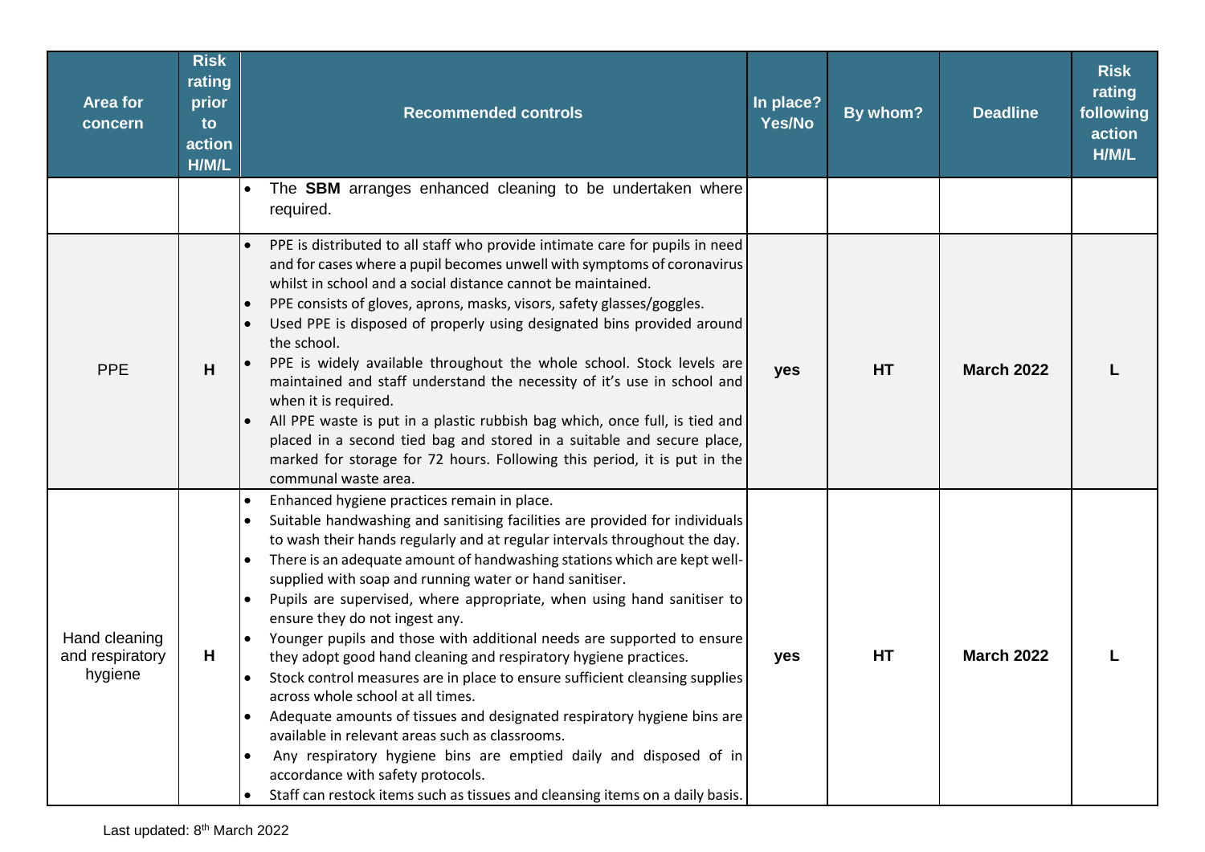| Area for concern | Risk rating prior to action H/M/L | Recommended controls | In place? Yes/No | By whom? | Deadline | Risk rating following action H/M/L |
|---|---|---|---|---|---|---|
| | | • The **SBM** arranges enhanced cleaning to be undertaken where required. | | | | |
| PPE | H | • PPE is distributed to all staff who provide intimate care for pupils in need and for cases where a pupil becomes unwell with symptoms of coronavirus whilst in school and a social distance cannot be maintained.<br>• PPE consists of gloves, aprons, masks, visors, safety glasses/goggles.<br>• Used PPE is disposed of properly using designated bins provided around the school.<br>• PPE is widely available throughout the whole school. Stock levels are maintained and staff understand the necessity of it's use in school and when it is required.<br>• All PPE waste is put in a plastic rubbish bag which, once full, is tied and placed in a second tied bag and stored in a suitable and secure place, marked for storage for 72 hours. Following this period, it is put in the communal waste area. | yes | HT | March 2022 | L |
| Hand cleaning and respiratory hygiene | H | • Enhanced hygiene practices remain in place.<br>• Suitable handwashing and sanitising facilities are provided for individuals to wash their hands regularly and at regular intervals throughout the day.<br>• There is an adequate amount of handwashing stations which are kept well-supplied with soap and running water or hand sanitiser.<br>• Pupils are supervised, where appropriate, when using hand sanitiser to ensure they do not ingest any.<br>• Younger pupils and those with additional needs are supported to ensure they adopt good hand cleaning and respiratory hygiene practices.<br>• Stock control measures are in place to ensure sufficient cleansing supplies across whole school at all times.<br>• Adequate amounts of tissues and designated respiratory hygiene bins are available in relevant areas such as classrooms.<br>• Any respiratory hygiene bins are emptied daily and disposed of in accordance with safety protocols.<br>• Staff can restock items such as tissues and cleansing items on a daily basis. | yes | HT | March 2022 | L |

Last updated: 8th March 2022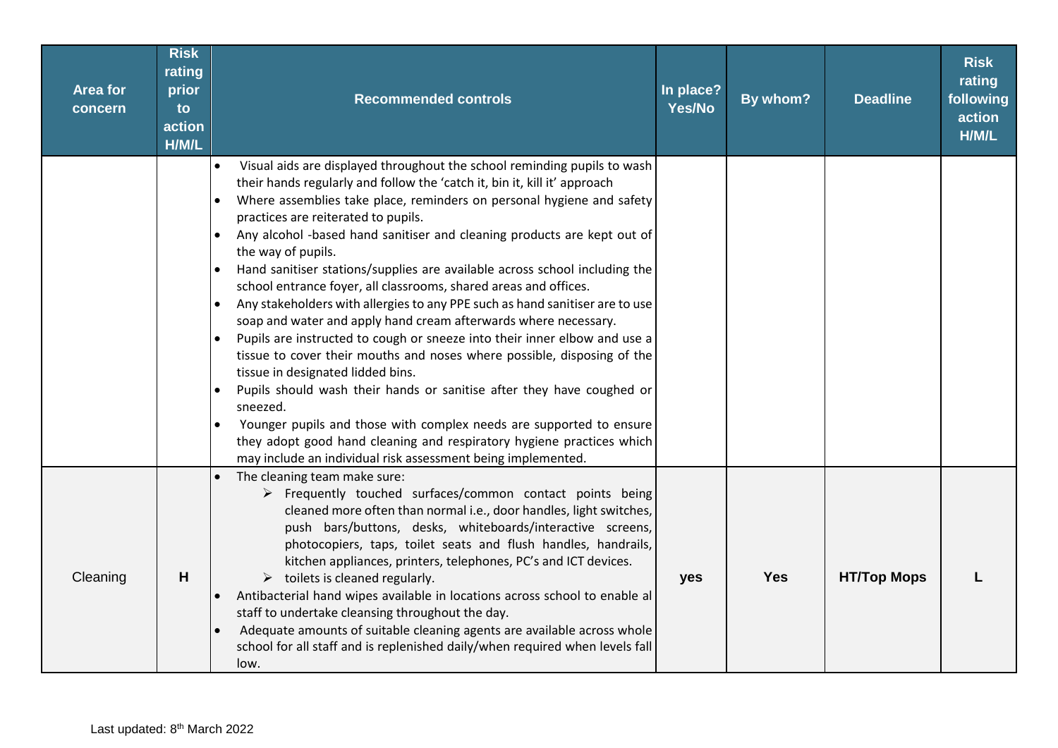| Area for concern | Risk rating prior to action H/M/L | Recommended controls | In place? Yes/No | By whom? | Deadline | Risk rating following action H/M/L |
|---|---|---|---|---|---|---|
| | | • Visual aids are displayed throughout the school reminding pupils to wash their hands regularly and follow the 'catch it, bin it, kill it' approach<br>• Where assemblies take place, reminders on personal hygiene and safety practices are reiterated to pupils.<br>• Any alcohol -based hand sanitiser and cleaning products are kept out of the way of pupils.<br>• Hand sanitiser stations/supplies are available across school including the school entrance foyer, all classrooms, shared areas and offices.<br>• Any stakeholders with allergies to any PPE such as hand sanitiser are to use soap and water and apply hand cream afterwards where necessary.<br>• Pupils are instructed to cough or sneeze into their inner elbow and use a tissue to cover their mouths and noses where possible, disposing of the tissue in designated lidded bins.<br>• Pupils should wash their hands or sanitise after they have coughed or sneezed.<br>• Younger pupils and those with complex needs are supported to ensure they adopt good hand cleaning and respiratory hygiene practices which may include an individual risk assessment being implemented. | | | | |
| Cleaning | H | • The cleaning team make sure:<br>➢ Frequently touched surfaces/common contact points being cleaned more often than normal i.e., door handles, light switches, push bars/buttons, desks, whiteboards/interactive screens, photocopiers, taps, toilet seats and flush handles, handrails, kitchen appliances, printers, telephones, PC's and ICT devices.<br>➢ toilets is cleaned regularly.<br>• Antibacterial hand wipes available in locations across school to enable al staff to undertake cleansing throughout the day.<br>• Adequate amounts of suitable cleaning agents are available across whole school for all staff and is replenished daily/when required when levels fall low. | yes | Yes | HT/Top Mops | L |

Last updated: 8th March 2022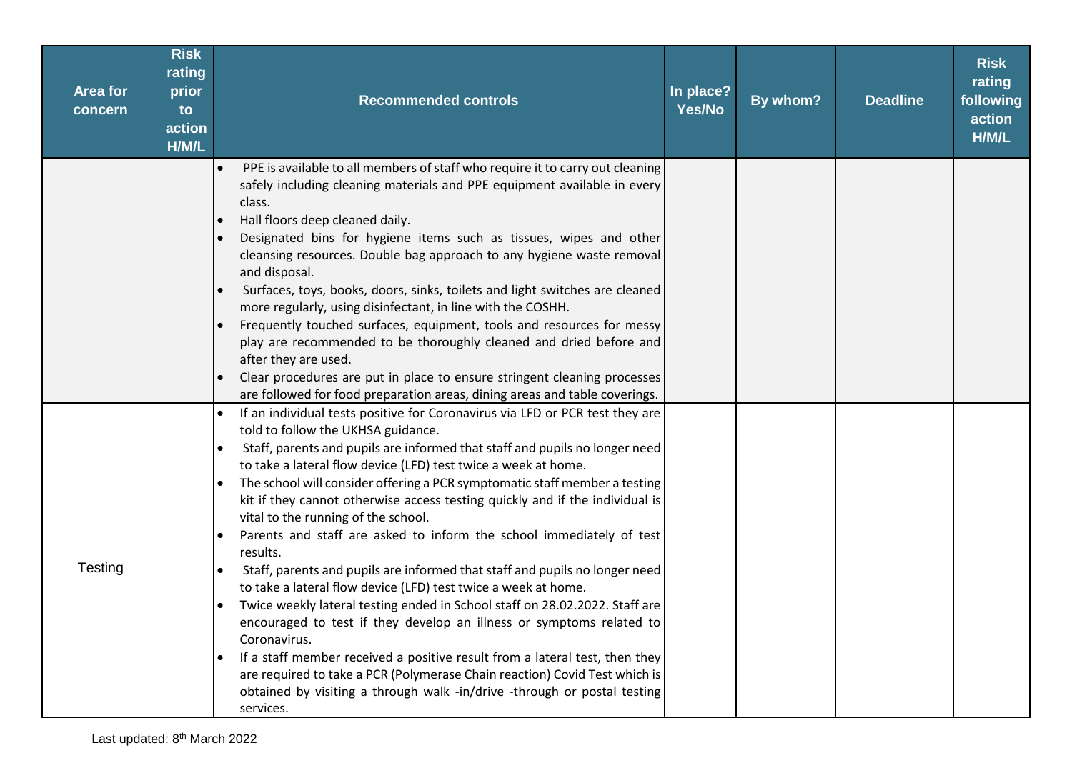| Area for concern | Risk rating prior to action H/M/L | Recommended controls | In place? Yes/No | By whom? | Deadline | Risk rating following action H/M/L |
|---|---|---|---|---|---|---|
| | | • PPE is available to all members of staff who require it to carry out cleaning safely including cleaning materials and PPE equipment available in every class.<br>• Hall floors deep cleaned daily.<br>• Designated bins for hygiene items such as tissues, wipes and other cleansing resources. Double bag approach to any hygiene waste removal and disposal.<br>• Surfaces, toys, books, doors, sinks, toilets and light switches are cleaned more regularly, using disinfectant, in line with the COSHH.<br>• Frequently touched surfaces, equipment, tools and resources for messy play are recommended to be thoroughly cleaned and dried before and after they are used.<br>• Clear procedures are put in place to ensure stringent cleaning processes are followed for food preparation areas, dining areas and table coverings. | | | | |
| Testing | | • If an individual tests positive for Coronavirus via LFD or PCR test they are told to follow the UKHSA guidance.<br>• Staff, parents and pupils are informed that staff and pupils no longer need to take a lateral flow device (LFD) test twice a week at home.<br>• The school will consider offering a PCR symptomatic staff member a testing kit if they cannot otherwise access testing quickly and if the individual is vital to the running of the school.<br>• Parents and staff are asked to inform the school immediately of test results.<br>• Staff, parents and pupils are informed that staff and pupils no longer need to take a lateral flow device (LFD) test twice a week at home.<br>• Twice weekly lateral testing ended in School staff on 28.02.2022. Staff are encouraged to test if they develop an illness or symptoms related to Coronavirus.<br>• If a staff member received a positive result from a lateral test, then they are required to take a PCR (Polymerase Chain reaction) Covid Test which is obtained by visiting a through walk -in/drive -through or postal testing services. | | | | |

Last updated: 8th March 2022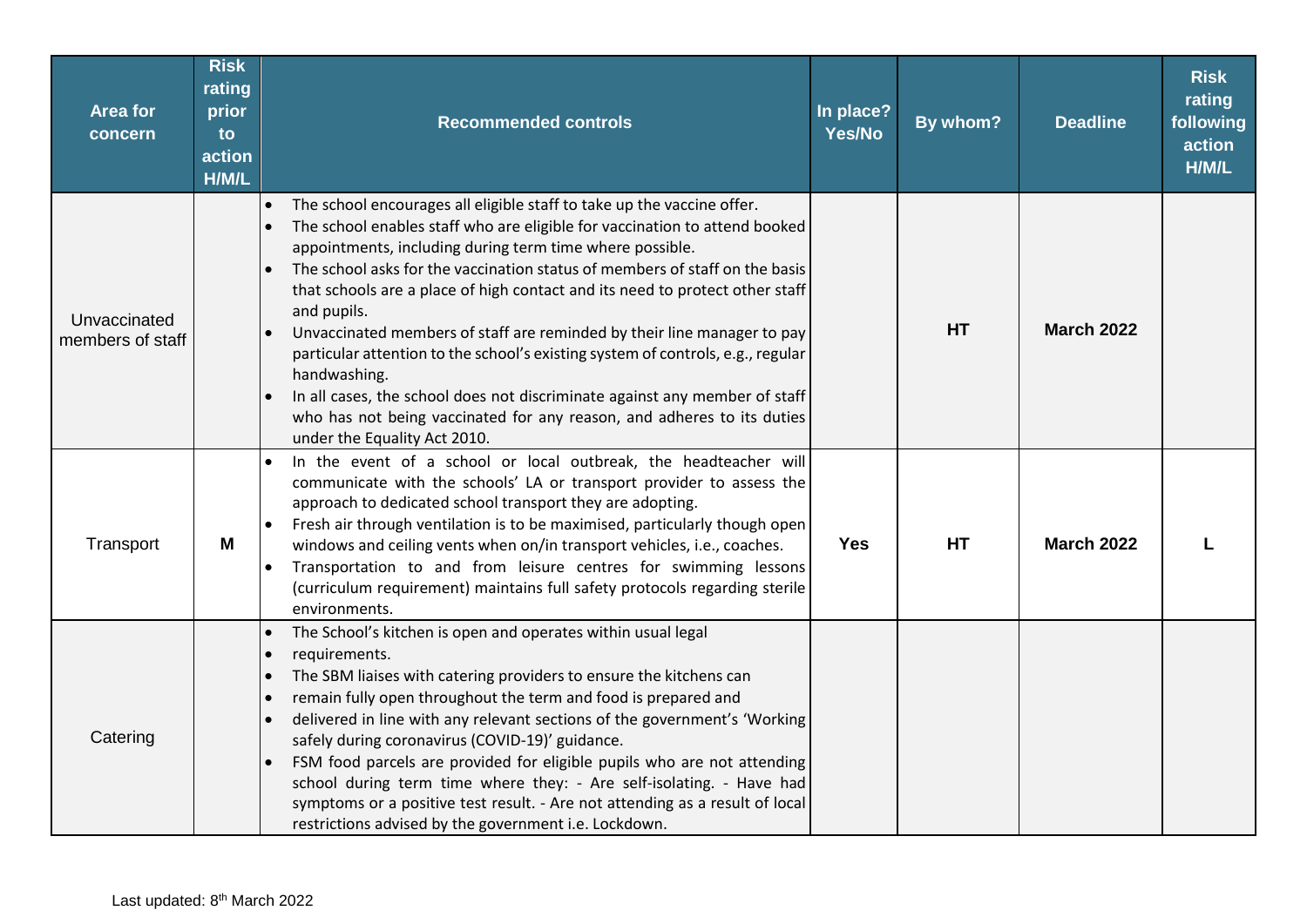| Area for concern | Risk rating prior to action H/M/L | Recommended controls | In place? Yes/No | By whom? | Deadline | Risk rating following action H/M/L |
|---|---|---|---|---|---|---|
| Unvaccinated members of staff | | • The school encourages all eligible staff to take up the vaccine offer.<br>• The school enables staff who are eligible for vaccination to attend booked appointments, including during term time where possible.<br>• The school asks for the vaccination status of members of staff on the basis that schools are a place of high contact and its need to protect other staff and pupils.<br>• Unvaccinated members of staff are reminded by their line manager to pay particular attention to the school's existing system of controls, e.g., regular handwashing.<br>• In all cases, the school does not discriminate against any member of staff who has not being vaccinated for any reason, and adheres to its duties under the Equality Act 2010. | | **HT** | **March 2022** | |
| Transport | **M** | • In the event of a school or local outbreak, the headteacher will communicate with the schools' LA or transport provider to assess the approach to dedicated school transport they are adopting.<br>• Fresh air through ventilation is to be maximised, particularly though open windows and ceiling vents when on/in transport vehicles, i.e., coaches.<br>• Transportation to and from leisure centres for swimming lessons (curriculum requirement) maintains full safety protocols regarding sterile environments. | **Yes** | **HT** | **March 2022** | **L** |
| Catering | | • The School's kitchen is open and operates within usual legal<br>• requirements.<br>• The SBM liaises with catering providers to ensure the kitchens can<br>• remain fully open throughout the term and food is prepared and<br>• delivered in line with any relevant sections of the government's 'Working safely during coronavirus (COVID-19)' guidance.<br>• FSM food parcels are provided for eligible pupils who are not attending school during term time where they: - Are self-isolating. - Have had symptoms or a positive test result. - Are not attending as a result of local restrictions advised by the government i.e. Lockdown. | | | | |

Last updated: 8th March 2022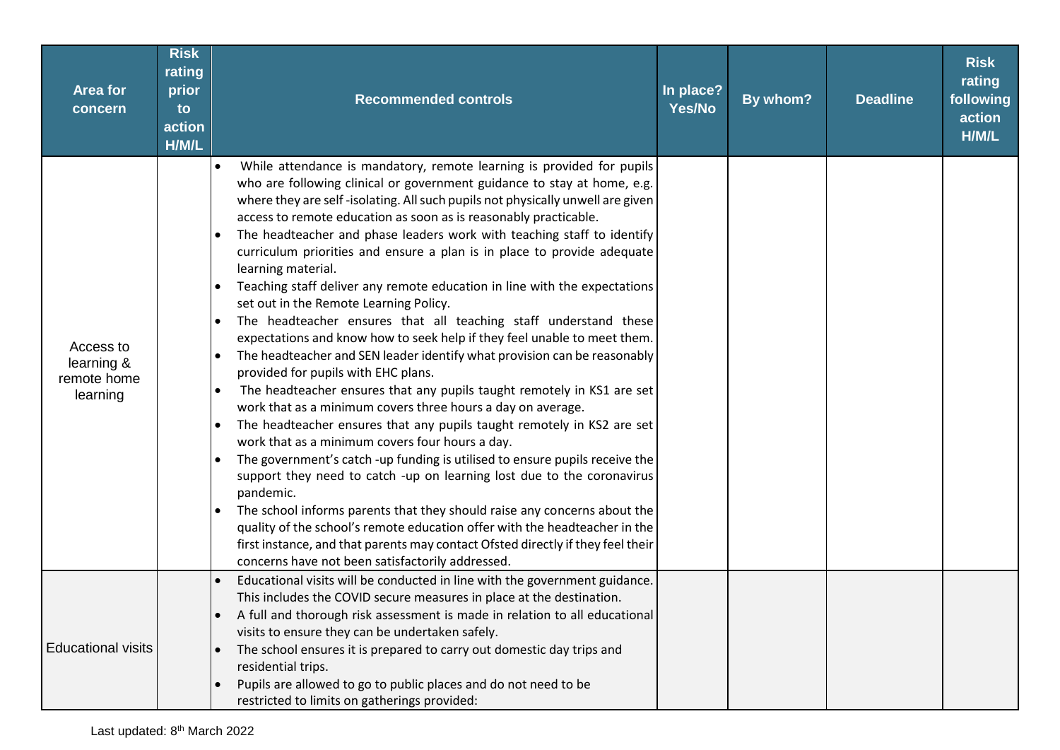| Area for concern | Risk rating prior to action H/M/L | Recommended controls | In place? Yes/No | By whom? | Deadline | Risk rating following action H/M/L |
|---|---|---|---|---|---|---|
| Access to learning & remote home learning | | • While attendance is mandatory, remote learning is provided for pupils who are following clinical or government guidance to stay at home, e.g. where they are self -isolating. All such pupils not physically unwell are given access to remote education as soon as is reasonably practicable.<br>• The headteacher and phase leaders work with teaching staff to identify curriculum priorities and ensure a plan is in place to provide adequate learning material.<br>• Teaching staff deliver any remote education in line with the expectations set out in the Remote Learning Policy.<br>• The headteacher ensures that all teaching staff understand these expectations and know how to seek help if they feel unable to meet them.<br>• The headteacher and SEN leader identify what provision can be reasonably provided for pupils with EHC plans.<br>• The headteacher ensures that any pupils taught remotely in KS1 are set work that as a minimum covers three hours a day on average.<br>• The headteacher ensures that any pupils taught remotely in KS2 are set work that as a minimum covers four hours a day.<br>• The government's catch -up funding is utilised to ensure pupils receive the support they need to catch -up on learning lost due to the coronavirus pandemic.<br>• The school informs parents that they should raise any concerns about the quality of the school's remote education offer with the headteacher in the first instance, and that parents may contact Ofsted directly if they feel their concerns have not been satisfactorily addressed. | | | | |
| Educational visits | | • Educational visits will be conducted in line with the government guidance. This includes the COVID secure measures in place at the destination.<br>• A full and thorough risk assessment is made in relation to all educational visits to ensure they can be undertaken safely.<br>• The school ensures it is prepared to carry out domestic day trips and residential trips.<br>• Pupils are allowed to go to public places and do not need to be restricted to limits on gatherings provided: | | | | |

Last updated: 8th March 2022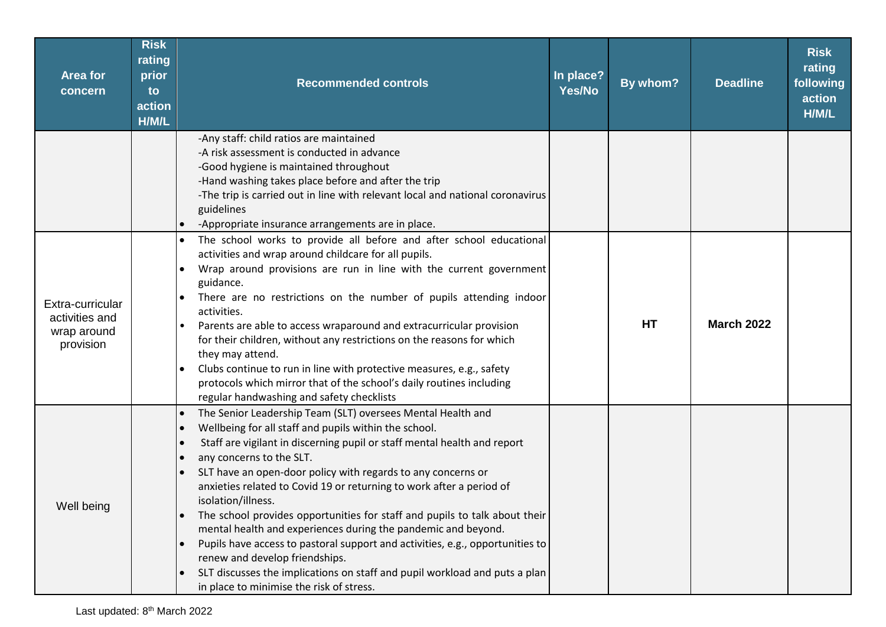| Area for concern | Risk rating prior to action H/M/L | Recommended controls | In place? Yes/No | By whom? | Deadline | Risk rating following action H/M/L |
|---|---|---|---|---|---|---|
| | | -Any staff: child ratios are maintained<br>-A risk assessment is conducted in advance<br>-Good hygiene is maintained throughout<br>-Hand washing takes place before and after the trip<br>-The trip is carried out in line with relevant local and national coronavirus guidelines<br>• -Appropriate insurance arrangements are in place. | | | | |
| Extra-curricular activities and wrap around provision | | • The school works to provide all before and after school educational activities and wrap around childcare for all pupils.<br>• Wrap around provisions are run in line with the current government guidance.<br>• There are no restrictions on the number of pupils attending indoor activities.<br>• Parents are able to access wraparound and extracurricular provision for their children, without any restrictions on the reasons for which they may attend.<br>• Clubs continue to run in line with protective measures, e.g., safety protocols which mirror that of the school's daily routines including regular handwashing and safety checklists | | **HT** | **March 2022** | |
| Well being | | • The Senior Leadership Team (SLT) oversees Mental Health and<br>• Wellbeing for all staff and pupils within the school.<br>• Staff are vigilant in discerning pupil or staff mental health and report<br>• any concerns to the SLT.<br>• SLT have an open-door policy with regards to any concerns or anxieties related to Covid 19 or returning to work after a period of isolation/illness.<br>• The school provides opportunities for staff and pupils to talk about their mental health and experiences during the pandemic and beyond.<br>• Pupils have access to pastoral support and activities, e.g., opportunities to renew and develop friendships.<br>• SLT discusses the implications on staff and pupil workload and puts a plan in place to minimise the risk of stress. | | | | |

Last updated: 8th March 2022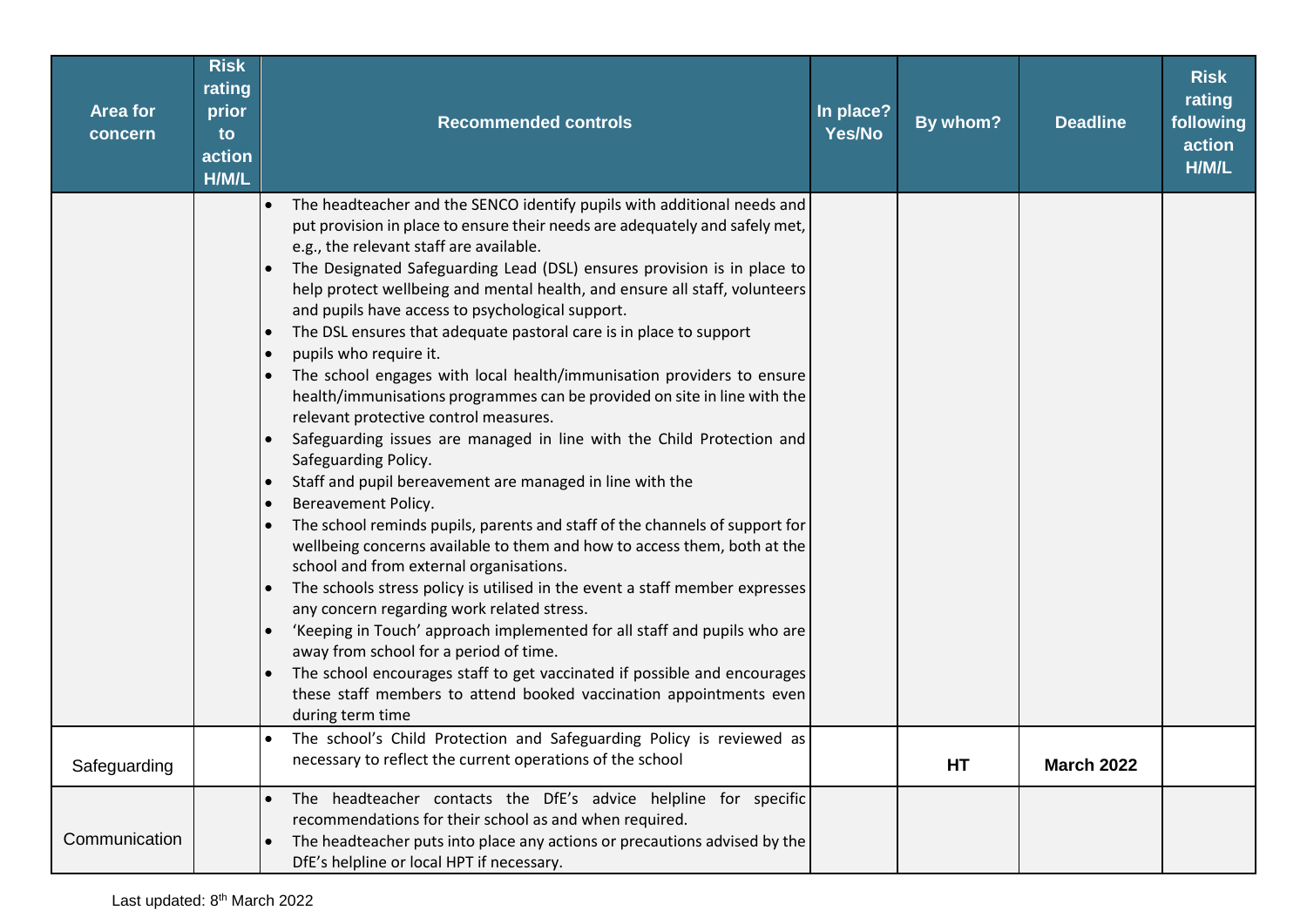| Area for concern | Risk rating prior to action H/M/L | Recommended controls | In place? Yes/No | By whom? | Deadline | Risk rating following action H/M/L |
|---|---|---|---|---|---|---|
| | | • The headteacher and the SENCO identify pupils with additional needs and put provision in place to ensure their needs are adequately and safely met, e.g., the relevant staff are available.<br>• The Designated Safeguarding Lead (DSL) ensures provision is in place to help protect wellbeing and mental health, and ensure all staff, volunteers and pupils have access to psychological support.<br>• The DSL ensures that adequate pastoral care is in place to support<br>• pupils who require it.<br>• The school engages with local health/immunisation providers to ensure health/immunisations programmes can be provided on site in line with the relevant protective control measures.<br>• Safeguarding issues are managed in line with the Child Protection and Safeguarding Policy.<br>• Staff and pupil bereavement are managed in line with the<br>• Bereavement Policy.<br>• The school reminds pupils, parents and staff of the channels of support for wellbeing concerns available to them and how to access them, both at the school and from external organisations.<br>• The schools stress policy is utilised in the event a staff member expresses any concern regarding work related stress.<br>• 'Keeping in Touch' approach implemented for all staff and pupils who are away from school for a period of time.<br>• The school encourages staff to get vaccinated if possible and encourages these staff members to attend booked vaccination appointments even during term time | | | | |
| Safeguarding | | • The school's Child Protection and Safeguarding Policy is reviewed as necessary to reflect the current operations of the school | | **HT** | **March 2022** | |
| Communication | | • The headteacher contacts the DfE's advice helpline for specific recommendations for their school as and when required.<br>• The headteacher puts into place any actions or precautions advised by the DfE's helpline or local HPT if necessary. | | | | |

Last updated: 8th March 2022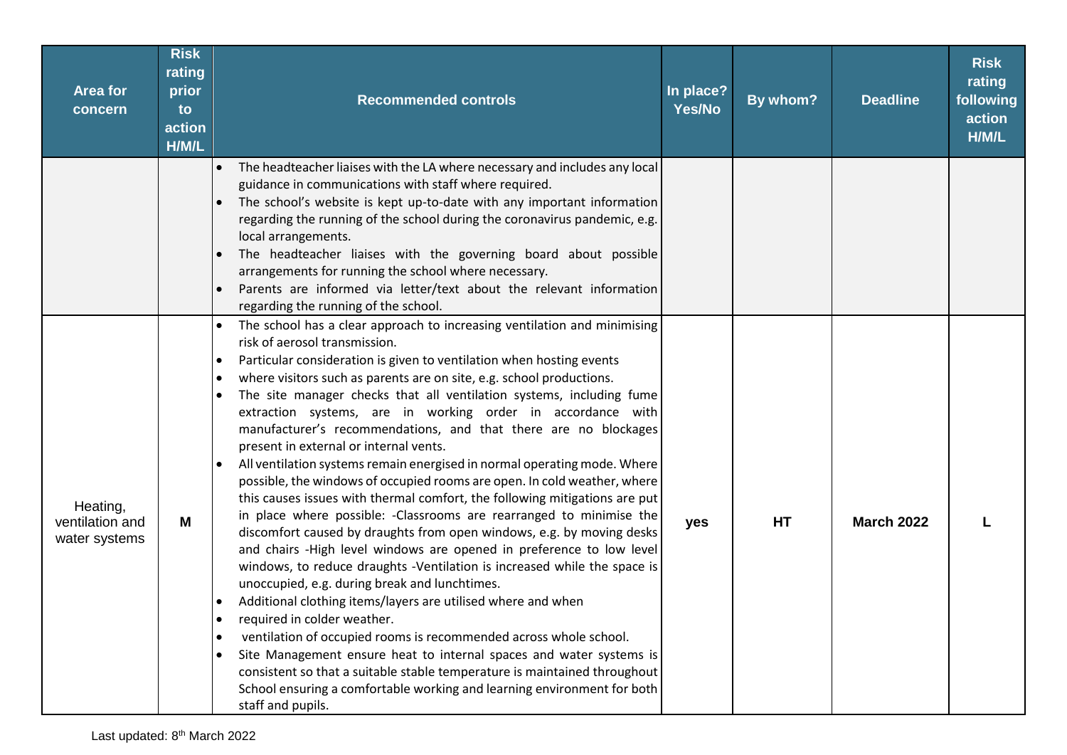| Area for concern | Risk rating prior to action H/M/L | Recommended controls | In place? Yes/No | By whom? | Deadline | Risk rating following action H/M/L |
|---|---|---|---|---|---|---|
| | | • The headteacher liaises with the LA where necessary and includes any local guidance in communications with staff where required.<br>• The school's website is kept up-to-date with any important information regarding the running of the school during the coronavirus pandemic, e.g. local arrangements.<br>• The headteacher liaises with the governing board about possible arrangements for running the school where necessary.<br>• Parents are informed via letter/text about the relevant information regarding the running of the school. | | | | |
| Heating, ventilation and water systems | M | • The school has a clear approach to increasing ventilation and minimising risk of aerosol transmission.<br>• Particular consideration is given to ventilation when hosting events<br>• where visitors such as parents are on site, e.g. school productions.<br>• The site manager checks that all ventilation systems, including fume extraction systems, are in working order in accordance with manufacturer's recommendations, and that there are no blockages present in external or internal vents.<br>• All ventilation systems remain energised in normal operating mode. Where possible, the windows of occupied rooms are open. In cold weather, where this causes issues with thermal comfort, the following mitigations are put in place where possible: -Classrooms are rearranged to minimise the discomfort caused by draughts from open windows, e.g. by moving desks and chairs -High level windows are opened in preference to low level windows, to reduce draughts -Ventilation is increased while the space is unoccupied, e.g. during break and lunchtimes.<br>• Additional clothing items/layers are utilised where and when<br>• required in colder weather.<br>• ventilation of occupied rooms is recommended across whole school.<br>• Site Management ensure heat to internal spaces and water systems is consistent so that a suitable stable temperature is maintained throughout School ensuring a comfortable working and learning environment for both staff and pupils. | yes | HT | March 2022 | L |

Last updated: 8th March 2022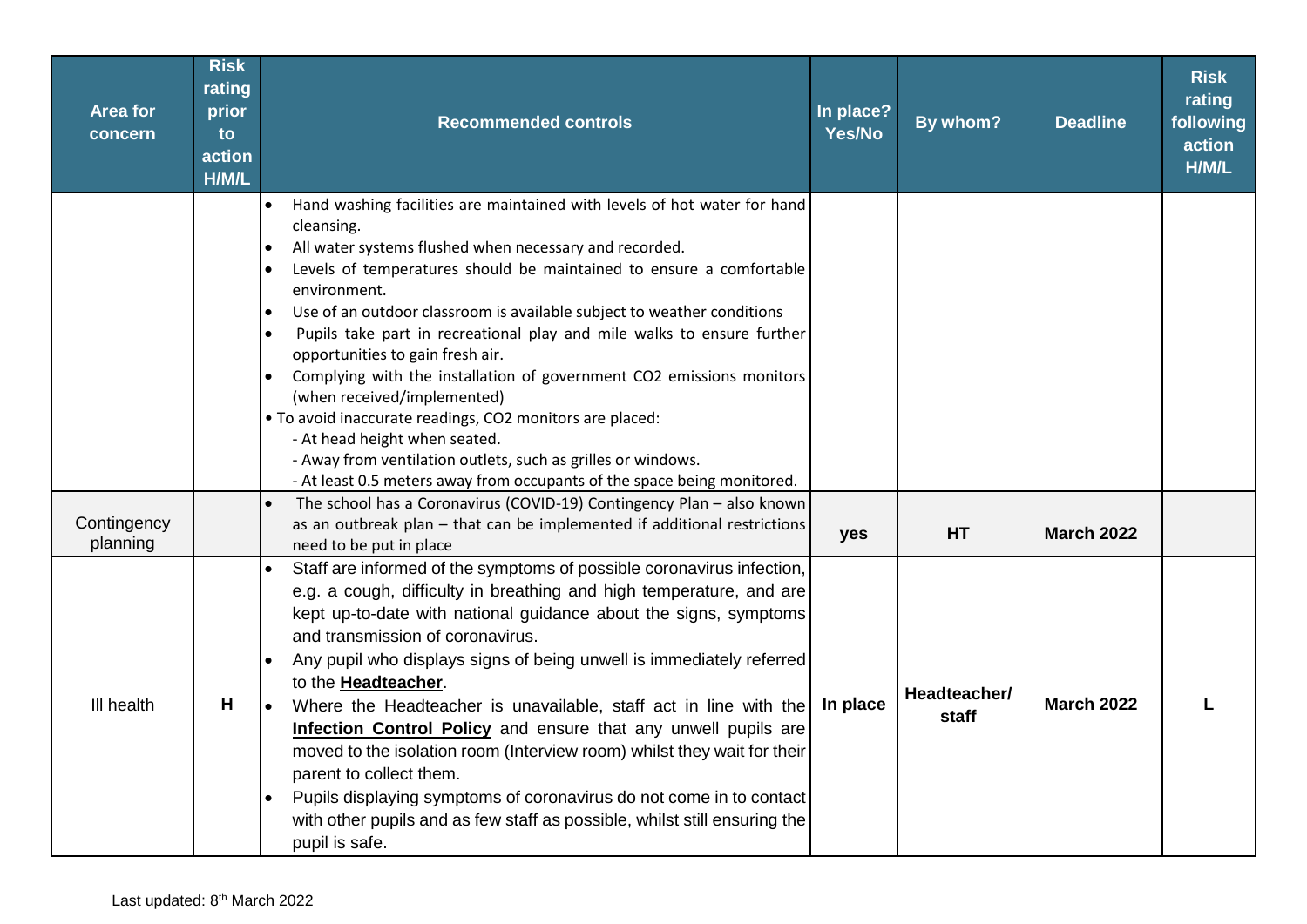| Area for concern | Risk rating prior to action H/M/L | Recommended controls | In place? Yes/No | By whom? | Deadline | Risk rating following action H/M/L |
|---|---|---|---|---|---|---|
| | | • Hand washing facilities are maintained with levels of hot water for hand cleansing.<br>• All water systems flushed when necessary and recorded.<br>• Levels of temperatures should be maintained to ensure a comfortable environment.<br>• Use of an outdoor classroom is available subject to weather conditions<br>• Pupils take part in recreational play and mile walks to ensure further opportunities to gain fresh air.<br>• Complying with the installation of government CO2 emissions monitors (when received/implemented)<br>• To avoid inaccurate readings, CO2 monitors are placed:<br>- At head height when seated.<br>- Away from ventilation outlets, such as grilles or windows.<br>- At least 0.5 meters away from occupants of the space being monitored. | | | | |
| Contingency planning | | • The school has a Coronavirus (COVID-19) Contingency Plan – also known as an outbreak plan – that can be implemented if additional restrictions need to be put in place | **yes** | **HT** | **March 2022** | |
| Ill health | **H** | • Staff are informed of the symptoms of possible coronavirus infection, e.g. a cough, difficulty in breathing and high temperature, and are kept up-to-date with national guidance about the signs, symptoms and transmission of coronavirus.<br>• Any pupil who displays signs of being unwell is immediately referred to the **Headteacher**.<br>• Where the Headteacher is unavailable, staff act in line with the **Infection Control Policy** and ensure that any unwell pupils are moved to the isolation room (Interview room) whilst they wait for their parent to collect them.<br>• Pupils displaying symptoms of coronavirus do not come in to contact with other pupils and as few staff as possible, whilst still ensuring the pupil is safe. | **In place** | **Headteacher/ staff** | **March 2022** | **L** |

Last updated: 8th March 2022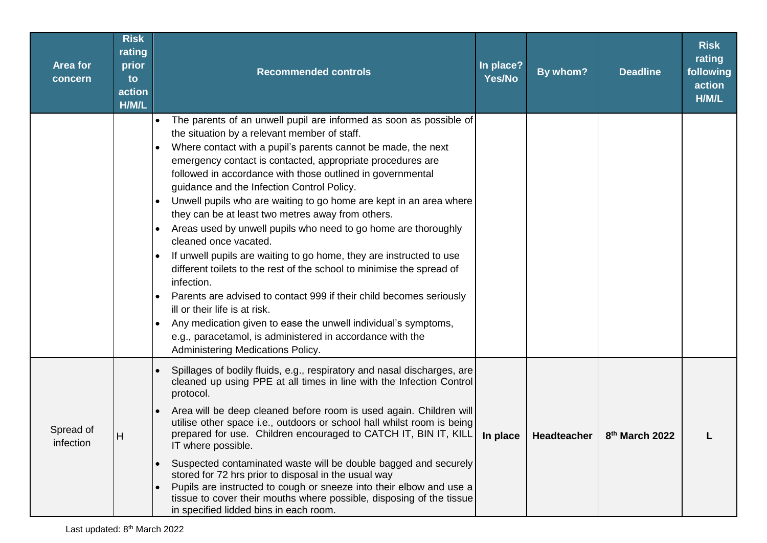| Area for concern | Risk rating prior to action H/M/L | Recommended controls | In place? Yes/No | By whom? | Deadline | Risk rating following action H/M/L |
|---|---|---|---|---|---|---|
| | | • The parents of an unwell pupil are informed as soon as possible of the situation by a relevant member of staff.<br>• Where contact with a pupil's parents cannot be made, the next emergency contact is contacted, appropriate procedures are followed in accordance with those outlined in governmental guidance and the Infection Control Policy.<br>• Unwell pupils who are waiting to go home are kept in an area where they can be at least two metres away from others.<br>• Areas used by unwell pupils who need to go home are thoroughly cleaned once vacated.<br>• If unwell pupils are waiting to go home, they are instructed to use different toilets to the rest of the school to minimise the spread of infection.<br>• Parents are advised to contact 999 if their child becomes seriously ill or their life is at risk.<br>• Any medication given to ease the unwell individual's symptoms, e.g., paracetamol, is administered in accordance with the Administering Medications Policy. | | | | |
| Spread of infection | H | • Spillages of bodily fluids, e.g., respiratory and nasal discharges, are cleaned up using PPE at all times in line with the Infection Control protocol.<br>• Area will be deep cleaned before room is used again. Children will utilise other space i.e., outdoors or school hall whilst room is being prepared for use. Children encouraged to CATCH IT, BIN IT, KILL IT where possible.<br>• Suspected contaminated waste will be double bagged and securely stored for 72 hrs prior to disposal in the usual way<br>• Pupils are instructed to cough or sneeze into their elbow and use a tissue to cover their mouths where possible, disposing of the tissue in specified lidded bins in each room. | **In place** | **Headteacher** | **8th March 2022** | **L** |

Last updated: 8th March 2022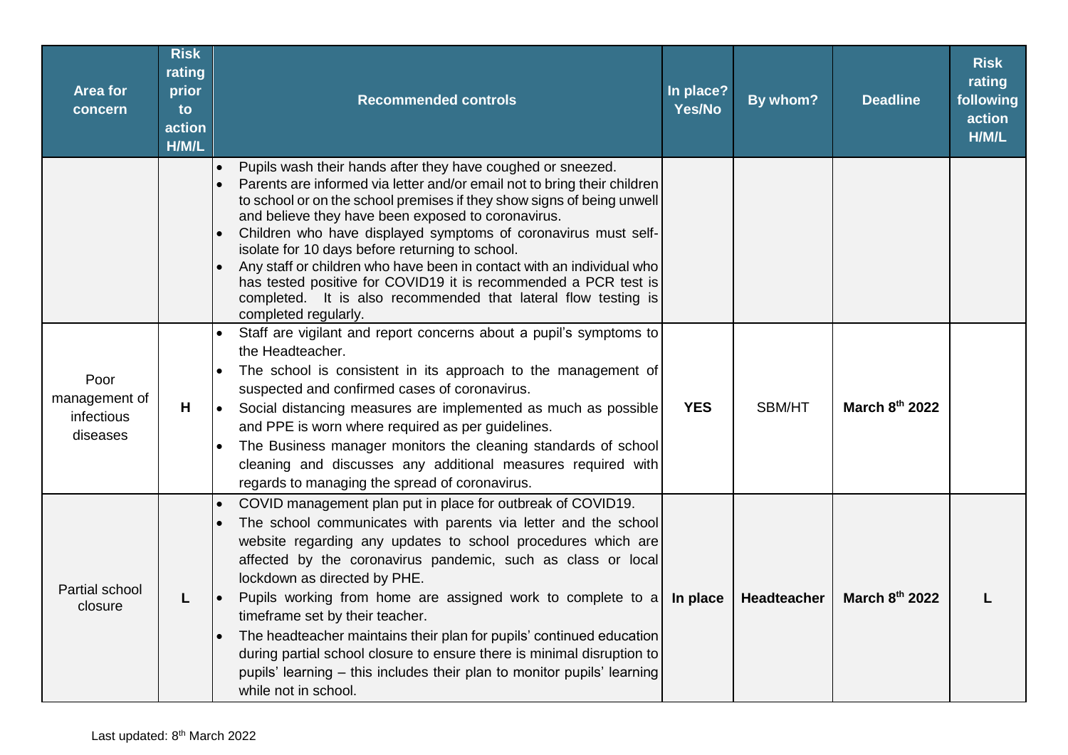| Area for concern | Risk rating prior to action H/M/L | Recommended controls | In place? Yes/No | By whom? | Deadline | Risk rating following action H/M/L |
|---|---|---|---|---|---|---|
| | | • Pupils wash their hands after they have coughed or sneezed.<br>• Parents are informed via letter and/or email not to bring their children to school or on the school premises if they show signs of being unwell and believe they have been exposed to coronavirus.<br>• Children who have displayed symptoms of coronavirus must self-isolate for 10 days before returning to school.<br>• Any staff or children who have been in contact with an individual who has tested positive for COVID19 it is recommended a PCR test is completed. It is also recommended that lateral flow testing is completed regularly. | | | | |
| Poor management of infectious diseases | H | • Staff are vigilant and report concerns about a pupil's symptoms to the Headteacher.<br>• The school is consistent in its approach to the management of suspected and confirmed cases of coronavirus.<br>• Social distancing measures are implemented as much as possible and PPE is worn where required as per guidelines.<br>• The Business manager monitors the cleaning standards of school cleaning and discusses any additional measures required with regards to managing the spread of coronavirus. | **YES** | SBM/HT | **March 8th 2022** | |
| Partial school closure | L | • COVID management plan put in place for outbreak of COVID19.<br>• The school communicates with parents via letter and the school website regarding any updates to school procedures which are affected by the coronavirus pandemic, such as class or local lockdown as directed by PHE.<br>• Pupils working from home are assigned work to complete to a timeframe set by their teacher.<br>• The headteacher maintains their plan for pupils' continued education during partial school closure to ensure there is minimal disruption to pupils' learning – this includes their plan to monitor pupils' learning while not in school. | **In place** | **Headteacher** | **March 8th 2022** | **L** |

Last updated: 8th March 2022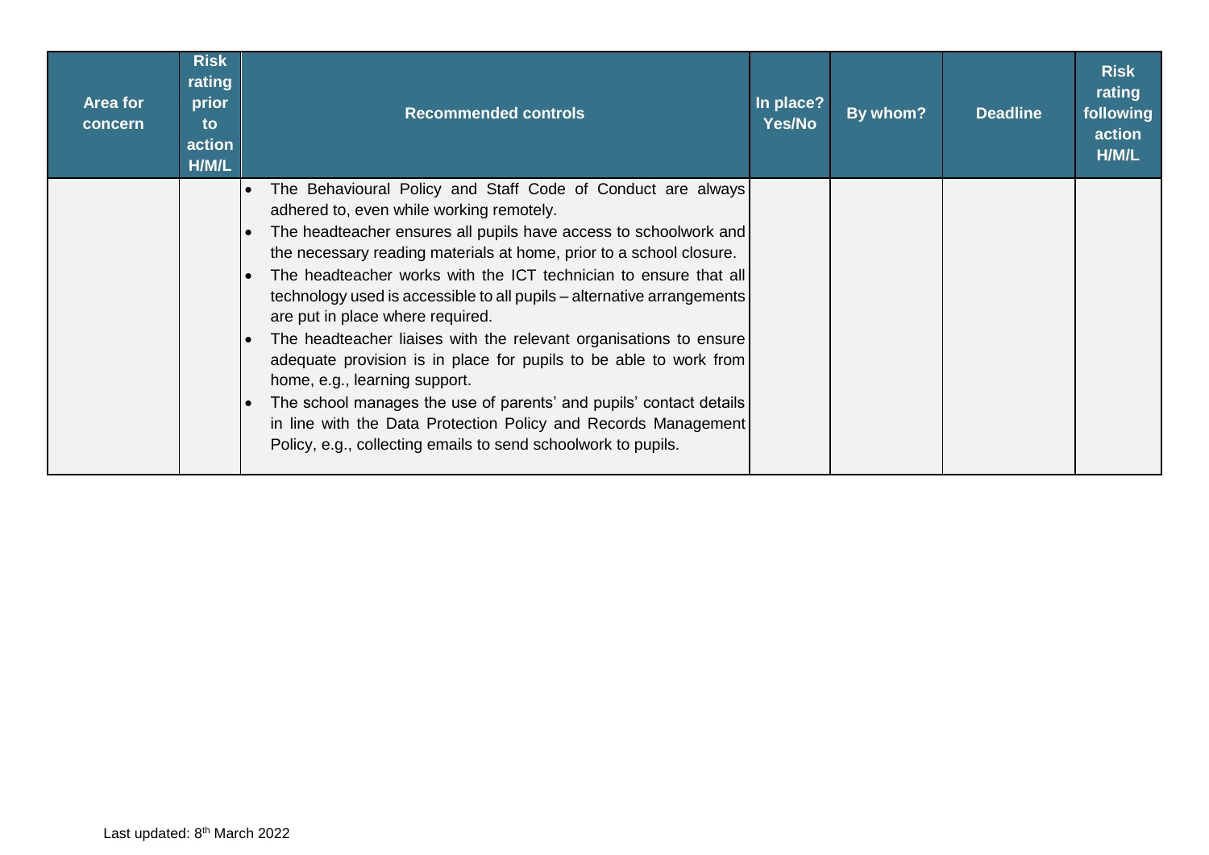| Area for concern | Risk rating prior to action H/M/L | Recommended controls | In place? Yes/No | By whom? | Deadline | Risk rating following action H/M/L |
|---|---|---|---|---|---|---|
| | | • The Behavioural Policy and Staff Code of Conduct are always adhered to, even while working remotely.<br>• The headteacher ensures all pupils have access to schoolwork and the necessary reading materials at home, prior to a school closure.<br>• The headteacher works with the ICT technician to ensure that all technology used is accessible to all pupils – alternative arrangements are put in place where required.<br>• The headteacher liaises with the relevant organisations to ensure adequate provision is in place for pupils to be able to work from home, e.g., learning support.<br>• The school manages the use of parents' and pupils' contact details in line with the Data Protection Policy and Records Management Policy, e.g., collecting emails to send schoolwork to pupils. | | | | |

Last updated: 8th March 2022